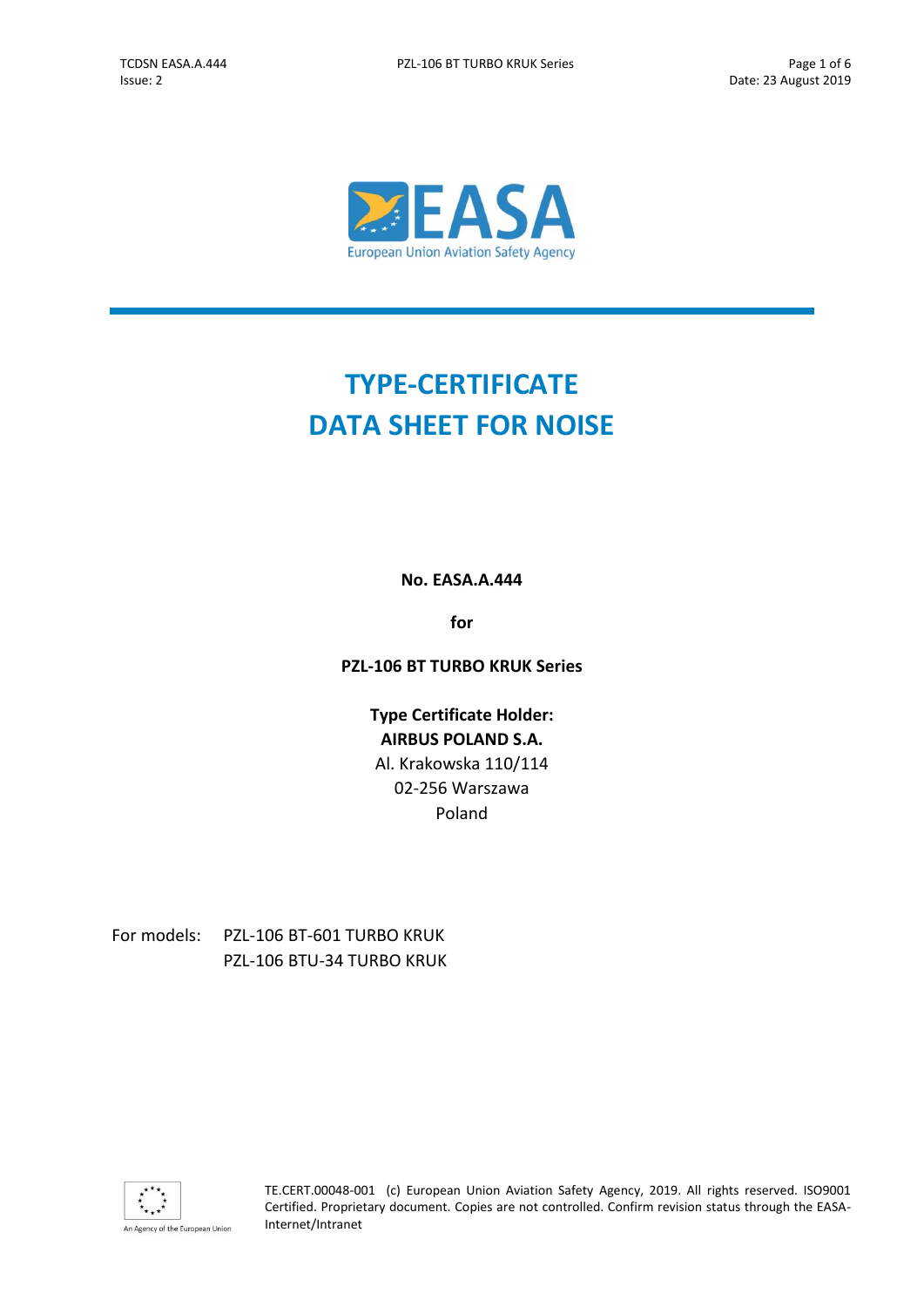# TYPE-CERTIFICATE DATA SHEET FOR NOISE

**No. EASA.A.444**

**for**

**PZL-106 BT TURBO KRUK Series**

**Type Certificate Holder:**
**AIRBUS POLAND S.A.**
Al. Krakowska 110/114
02-256 Warszawa
Poland

For models: PZL-106 BT-601 TURBO KRUK
PZL-106 BTU-34 TURBO KRUK

TE.CERT.00048-001 (c) European Union Aviation Safety Agency, 2019. All rights reserved. ISO9001 Certified. Proprietary document. Copies are not controlled. Confirm revision status through the EASA-Internet/Intranet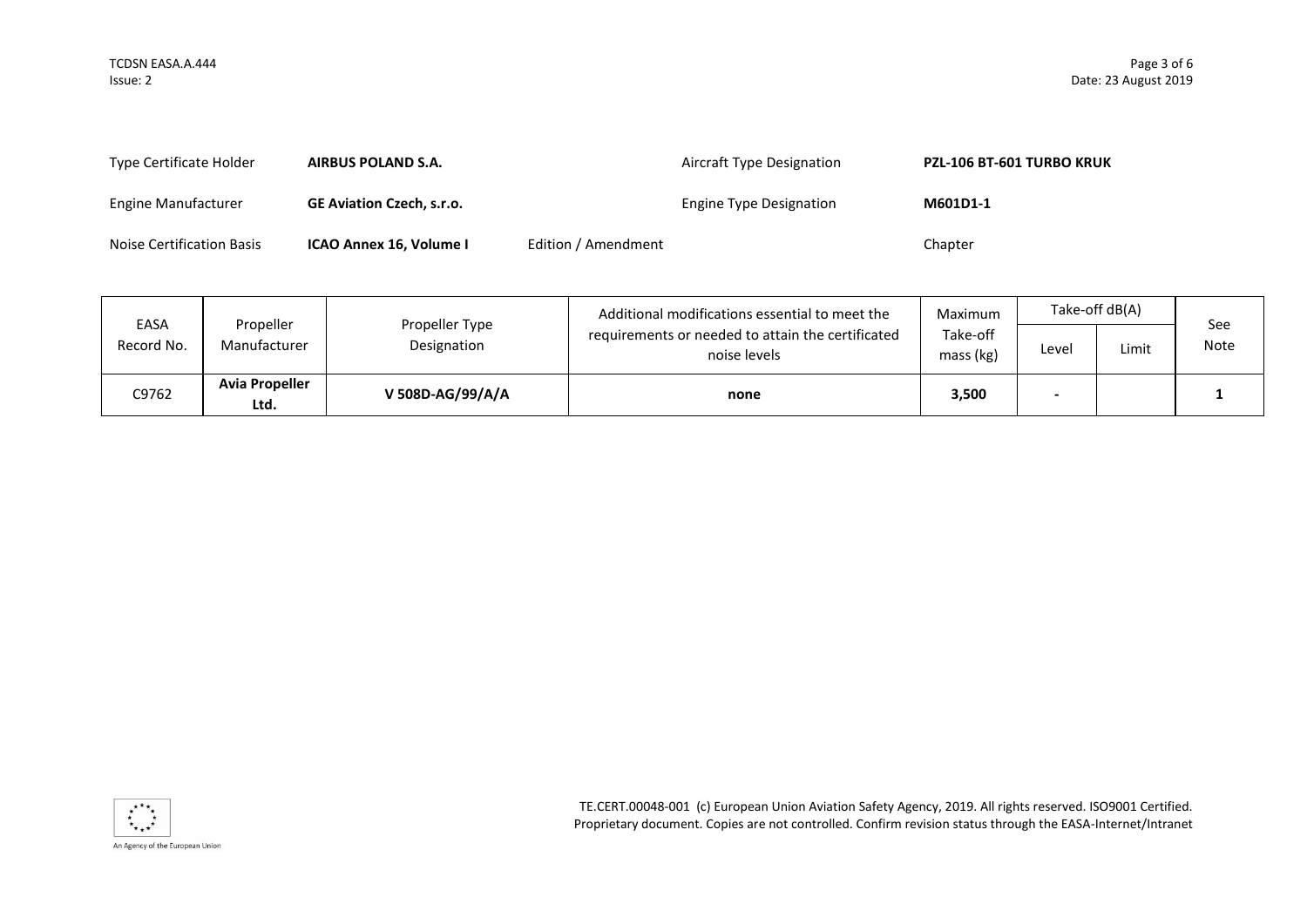| | | | | | |
|---|---|---|---|---|---|
| Type Certificate Holder | **AIRBUS POLAND S.A.** | | Aircraft Type Designation | **PZL-106 BT-601 TURBO KRUK** | |
| Engine Manufacturer | **GE Aviation Czech, s.r.o.** | | Engine Type Designation | **M601D1-1** | |
| Noise Certification Basis | **ICAO Annex 16, Volume I** | Edition / Amendment | | Chapter | |

| EASA Record No. | Propeller Manufacturer | Propeller Type Designation | Additional modifications essential to meet the requirements or needed to attain the certificated noise levels | Maximum Take-off mass (kg) | Take-off dB(A) | | See Note |
|---|---|---|---|---|---|---|---|
| | | | | | Level | Limit | |
| C9762 | **Avia Propeller Ltd.** | **V 508D-AG/99/A/A** | **none** | **3,500** | **-** | | **1** |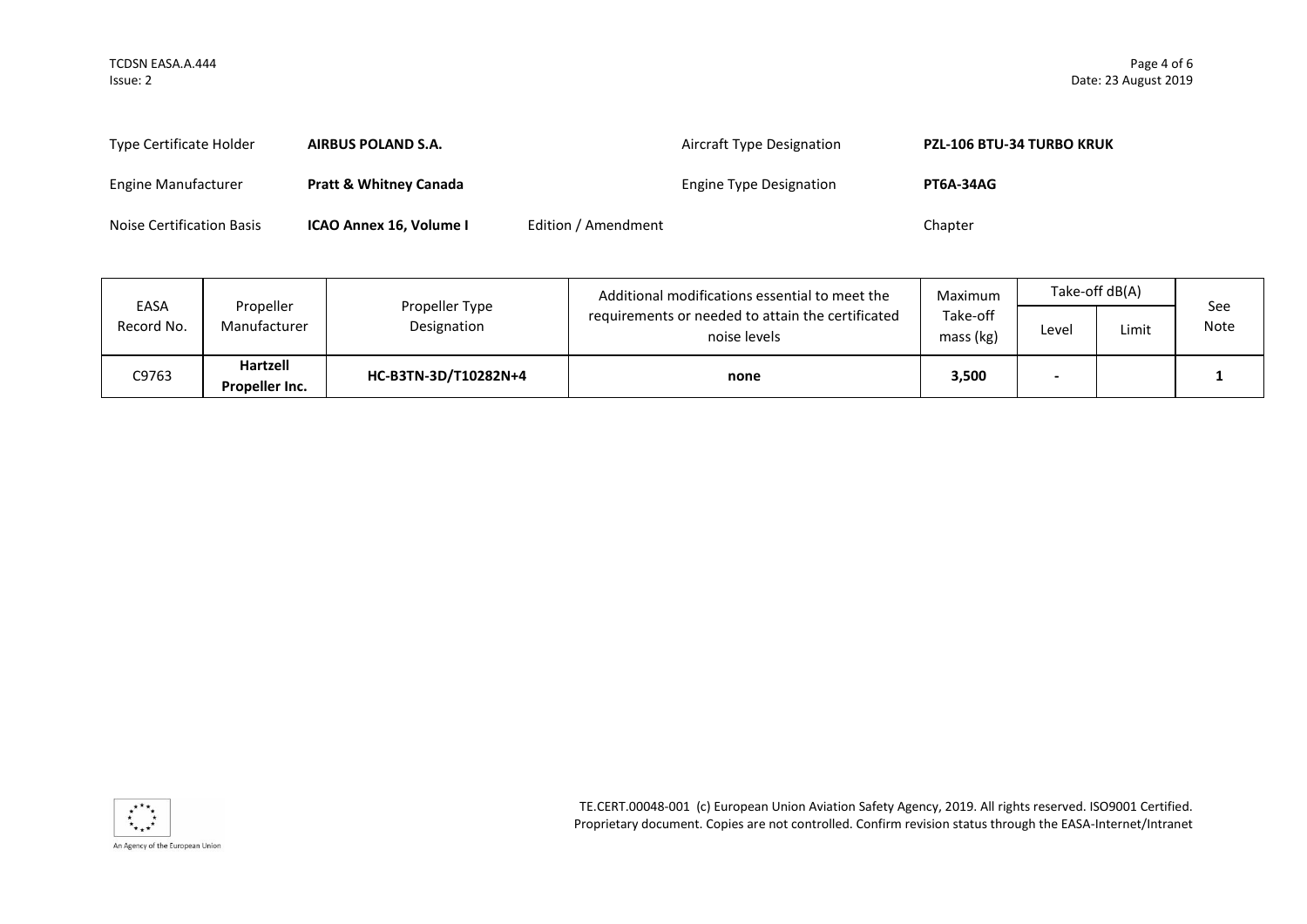| | | | |
|---|---|---|---|
| Type Certificate Holder | **AIRBUS POLAND S.A.** | Aircraft Type Designation | **PZL-106 BTU-34 TURBO KRUK** |
| Engine Manufacturer | **Pratt & Whitney Canada** | Engine Type Designation | **PT6A-34AG** |
| Noise Certification Basis | **ICAO Annex 16, Volume I** Edition / Amendment | Chapter | |

| EASA Record No. | Propeller Manufacturer | Propeller Type Designation | Additional modifications essential to meet the requirements or needed to attain the certificated noise levels | Maximum Take-off mass (kg) | Take-off dB(A) | | See Note |
|---|---|---|---|---|---|---|---|
| | | | | | Level | Limit | |
| C9763 | **Hartzell Propeller Inc.** | **HC-B3TN-3D/T10282N+4** | **none** | **3,500** | **-** | | **1** |

TE.CERT.00048-001 (c) European Union Aviation Safety Agency, 2019. All rights reserved. ISO9001 Certified. Proprietary document. Copies are not controlled. Confirm revision status through the EASA-Internet/Intranet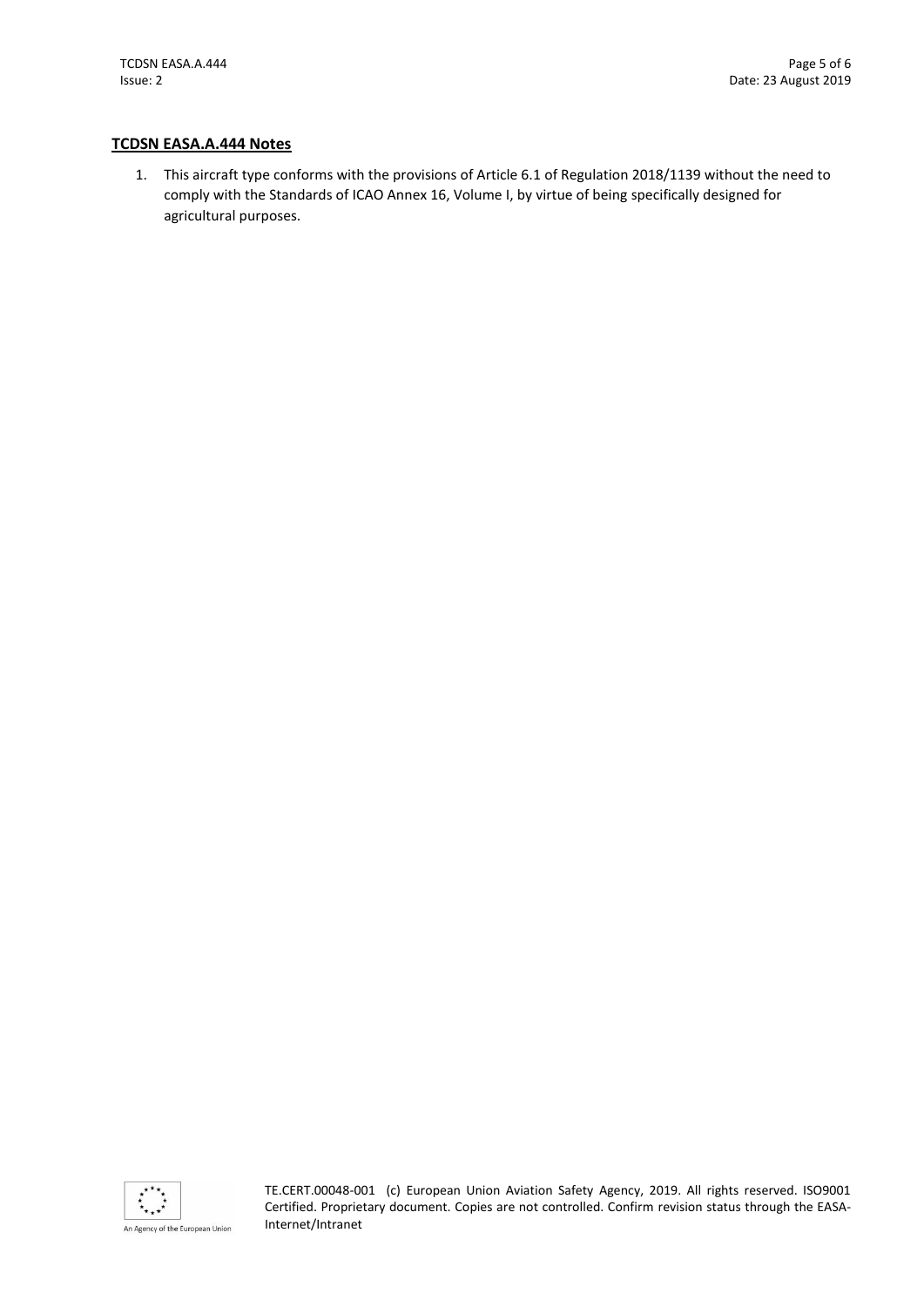**TCDSN EASA.A.444 Notes**

1. This aircraft type conforms with the provisions of Article 6.1 of Regulation 2018/1139 without the need to comply with the Standards of ICAO Annex 16, Volume I, by virtue of being specifically designed for agricultural purposes.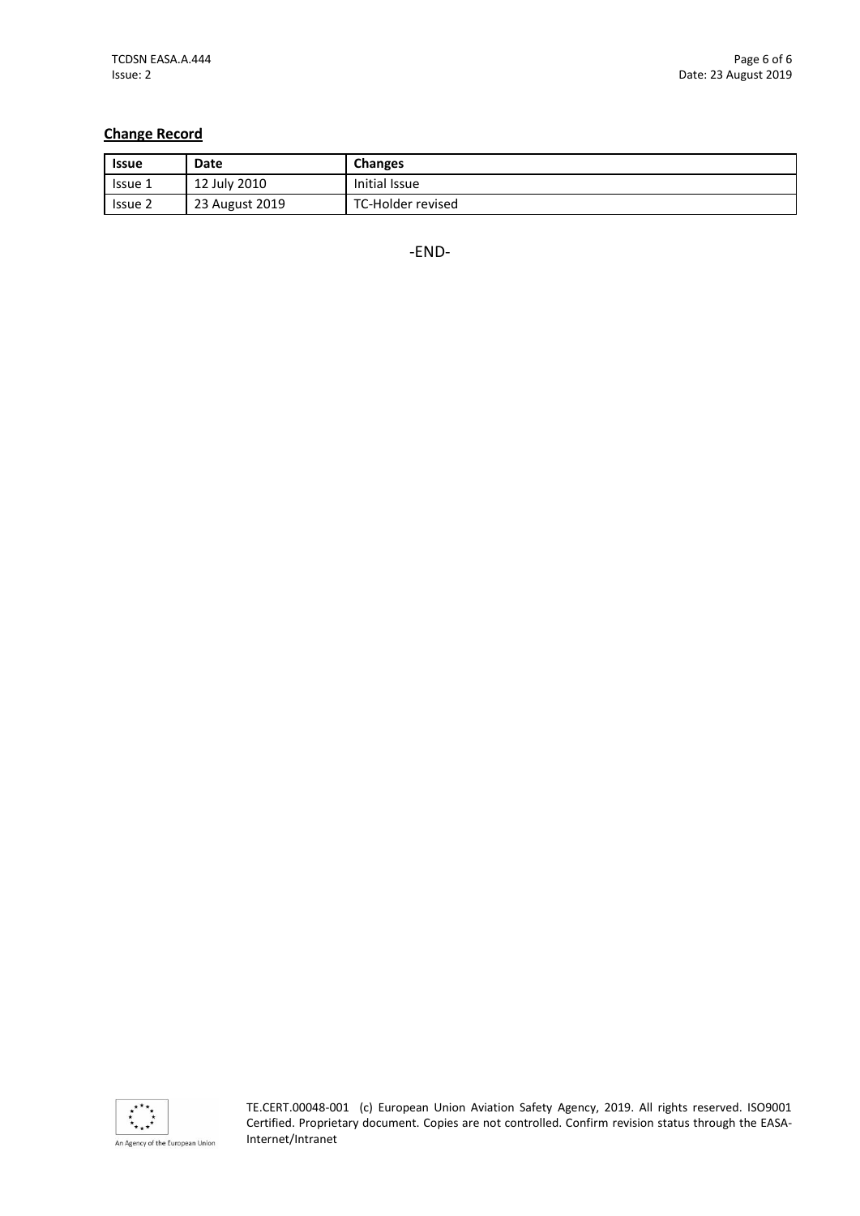**Change Record**

| Issue | Date | Changes |
|---|---|---|
| Issue 1 | 12 July 2010 | Initial Issue |
| Issue 2 | 23 August 2019 | TC-Holder revised |

-END-

TE.CERT.00048-001 (c) European Union Aviation Safety Agency, 2019. All rights reserved. ISO9001 Certified. Proprietary document. Copies are not controlled. Confirm revision status through the EASA-Internet/Intranet